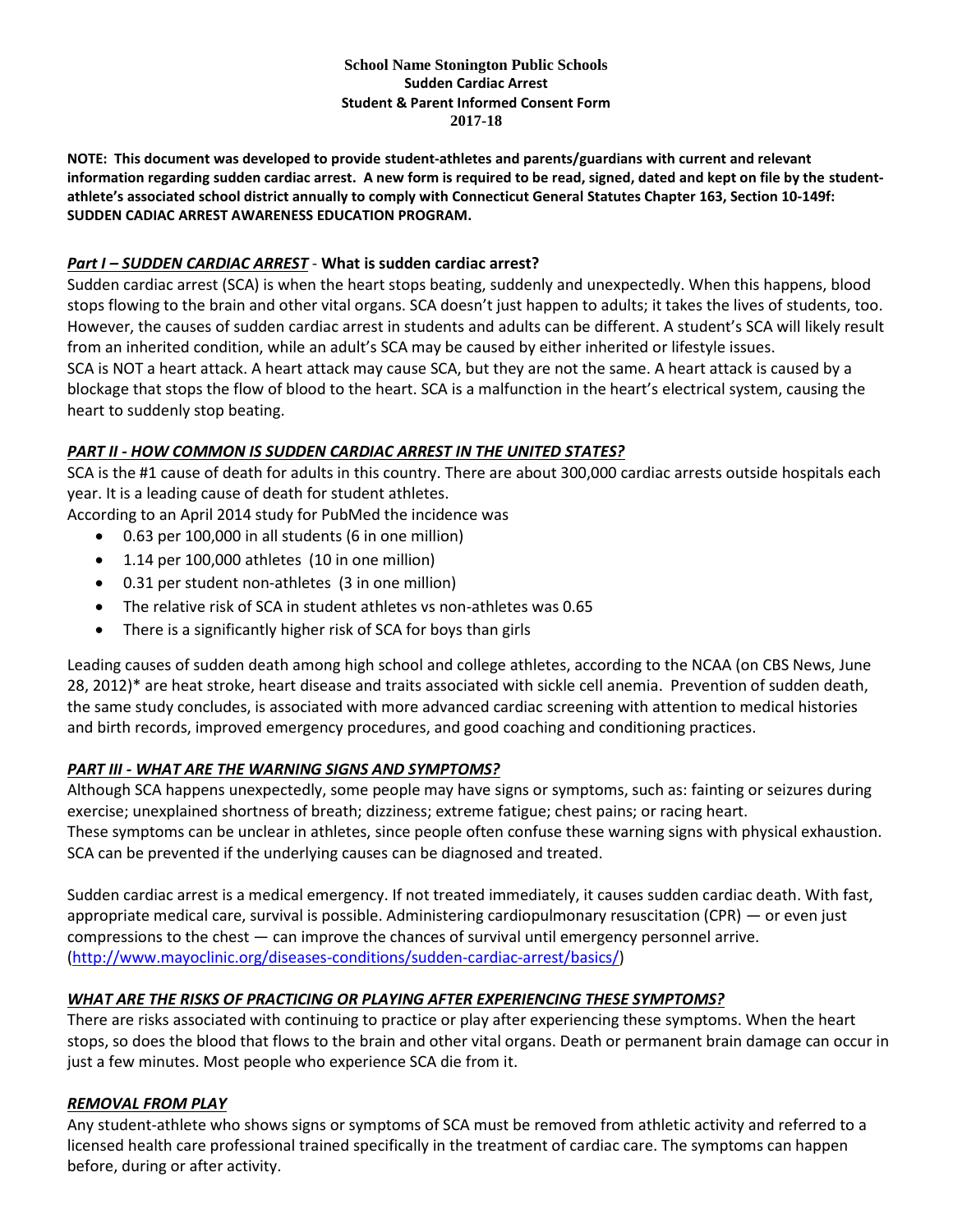**School Name Stonington Public Schools**
**Sudden Cardiac Arrest**
**Student & Parent Informed Consent Form**
**2017-18**

**NOTE: This document was developed to provide student-athletes and parents/guardians with current and relevant information regarding sudden cardiac arrest. A new form is required to be read, signed, dated and kept on file by the student-athlete's associated school district annually to comply with Connecticut General Statutes Chapter 163, Section 10-149f: SUDDEN CADIAC ARREST AWARENESS EDUCATION PROGRAM.**

## ***Part I – SUDDEN CARDIAC ARREST*** - What is sudden cardiac arrest?

Sudden cardiac arrest (SCA) is when the heart stops beating, suddenly and unexpectedly. When this happens, blood stops flowing to the brain and other vital organs. SCA doesn't just happen to adults; it takes the lives of students, too. However, the causes of sudden cardiac arrest in students and adults can be different. A student's SCA will likely result from an inherited condition, while an adult's SCA may be caused by either inherited or lifestyle issues.
SCA is NOT a heart attack. A heart attack may cause SCA, but they are not the same. A heart attack is caused by a blockage that stops the flow of blood to the heart. SCA is a malfunction in the heart's electrical system, causing the heart to suddenly stop beating.

## ***PART II - HOW COMMON IS SUDDEN CARDIAC ARREST IN THE UNITED STATES?***

SCA is the #1 cause of death for adults in this country. There are about 300,000 cardiac arrests outside hospitals each year. It is a leading cause of death for student athletes.
According to an April 2014 study for PubMed the incidence was

- 0.63 per 100,000 in all students (6 in one million)
- 1.14 per 100,000 athletes (10 in one million)
- 0.31 per student non-athletes (3 in one million)
- The relative risk of SCA in student athletes vs non-athletes was 0.65
- There is a significantly higher risk of SCA for boys than girls

Leading causes of sudden death among high school and college athletes, according to the NCAA (on CBS News, June 28, 2012)* are heat stroke, heart disease and traits associated with sickle cell anemia. Prevention of sudden death, the same study concludes, is associated with more advanced cardiac screening with attention to medical histories and birth records, improved emergency procedures, and good coaching and conditioning practices.

## ***PART III - WHAT ARE THE WARNING SIGNS AND SYMPTOMS?***

Although SCA happens unexpectedly, some people may have signs or symptoms, such as: fainting or seizures during exercise; unexplained shortness of breath; dizziness; extreme fatigue; chest pains; or racing heart.
These symptoms can be unclear in athletes, since people often confuse these warning signs with physical exhaustion. SCA can be prevented if the underlying causes can be diagnosed and treated.

Sudden cardiac arrest is a medical emergency. If not treated immediately, it causes sudden cardiac death. With fast, appropriate medical care, survival is possible. Administering cardiopulmonary resuscitation (CPR) — or even just compressions to the chest — can improve the chances of survival until emergency personnel arrive. (http://www.mayoclinic.org/diseases-conditions/sudden-cardiac-arrest/basics/)

## ***WHAT ARE THE RISKS OF PRACTICING OR PLAYING AFTER EXPERIENCING THESE SYMPTOMS?***

There are risks associated with continuing to practice or play after experiencing these symptoms. When the heart stops, so does the blood that flows to the brain and other vital organs. Death or permanent brain damage can occur in just a few minutes. Most people who experience SCA die from it.

## ***REMOVAL FROM PLAY***

Any student-athlete who shows signs or symptoms of SCA must be removed from athletic activity and referred to a licensed health care professional trained specifically in the treatment of cardiac care. The symptoms can happen before, during or after activity.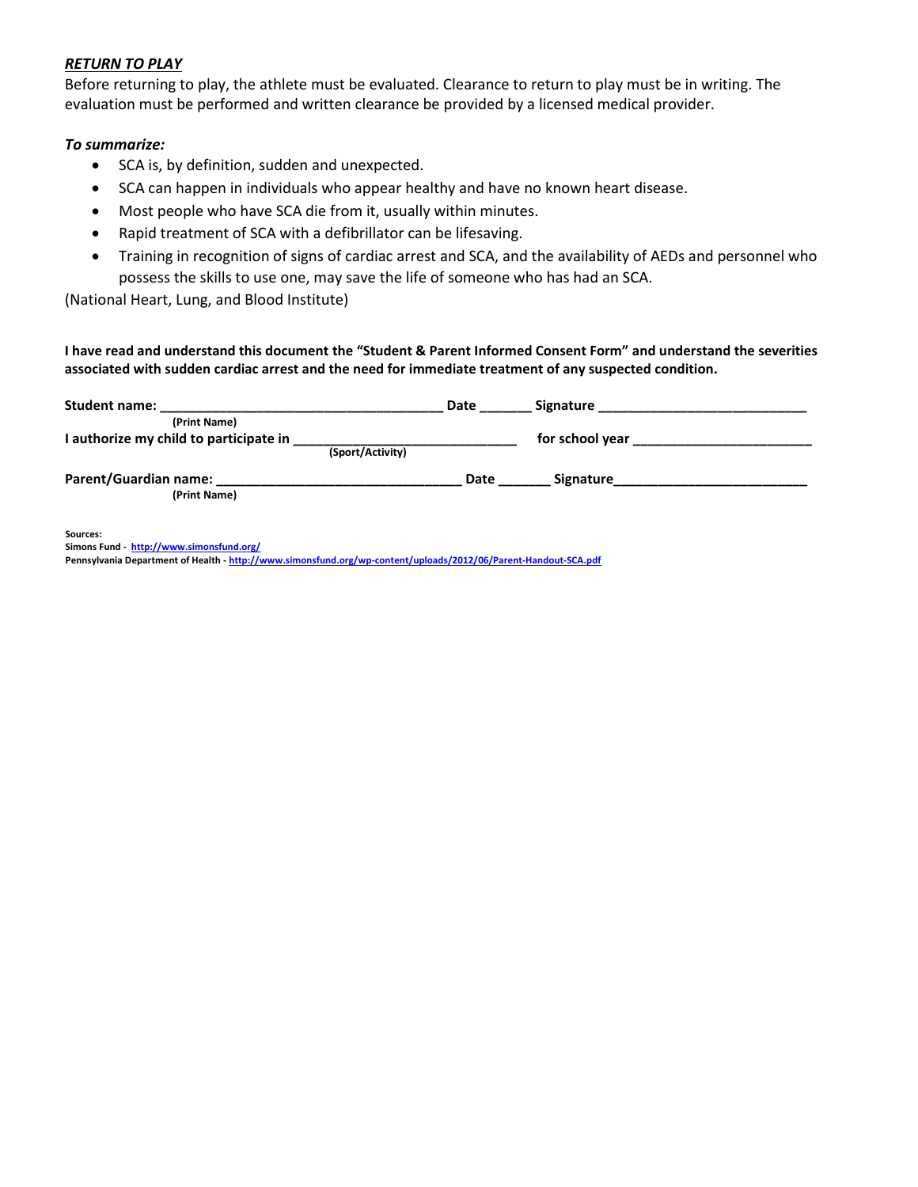***RETURN TO PLAY***

Before returning to play, the athlete must be evaluated. Clearance to return to play must be in writing. The evaluation must be performed and written clearance be provided by a licensed medical provider.

***To summarize:***

- SCA is, by definition, sudden and unexpected.
- SCA can happen in individuals who appear healthy and have no known heart disease.
- Most people who have SCA die from it, usually within minutes.
- Rapid treatment of SCA with a defibrillator can be lifesaving.
- Training in recognition of signs of cardiac arrest and SCA, and the availability of AEDs and personnel who possess the skills to use one, may save the life of someone who has had an SCA.

(National Heart, Lung, and Blood Institute)

**I have read and understand this document the "Student & Parent Informed Consent Form" and understand the severities associated with sudden cardiac arrest and the need for immediate treatment of any suspected condition.**

**Student name:** ______________________________________ **Date** _______ **Signature** ___________________________
**(Print Name)**

**I authorize my child to participate in** _____________________________ **for school year** ________________________
**(Sport/Activity)**

**Parent/Guardian name:** ________________________________ **Date** _______ **Signature**__________________________
**(Print Name)**

**Sources:**
**Simons Fund -** http://www.simonsfund.org/
**Pennsylvania Department of Health -** http://www.simonsfund.org/wp-content/uploads/2012/06/Parent-Handout-SCA.pdf